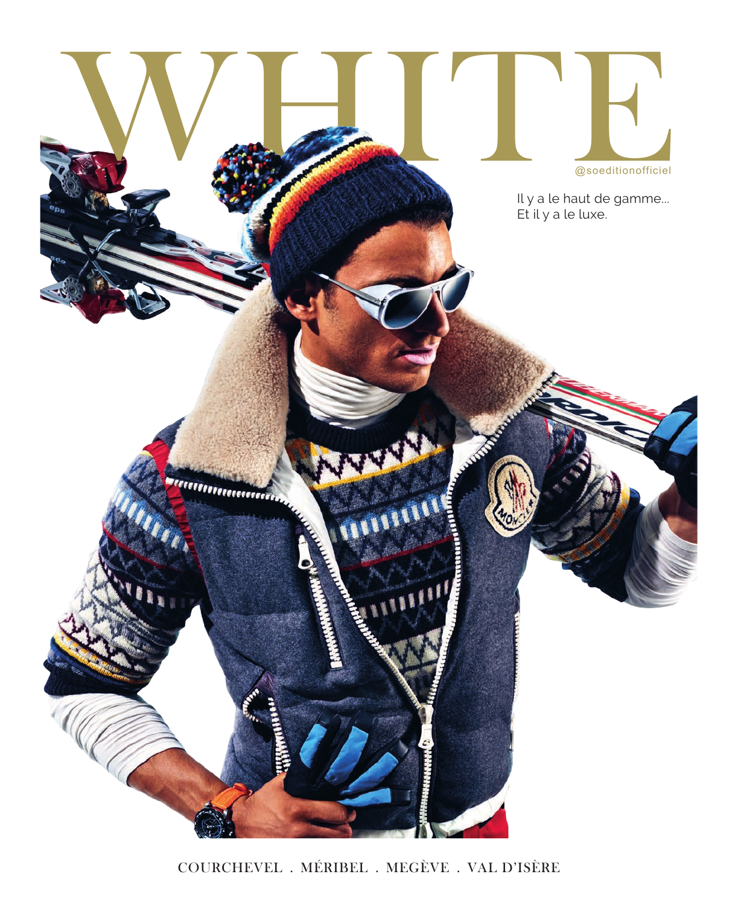# WHITE

@soeditionofficiel

Il y a le haut de gamme...
Et il y a le luxe.

COURCHEVEL . MÉRIBEL . MEGÈVE . VAL D'ISÈRE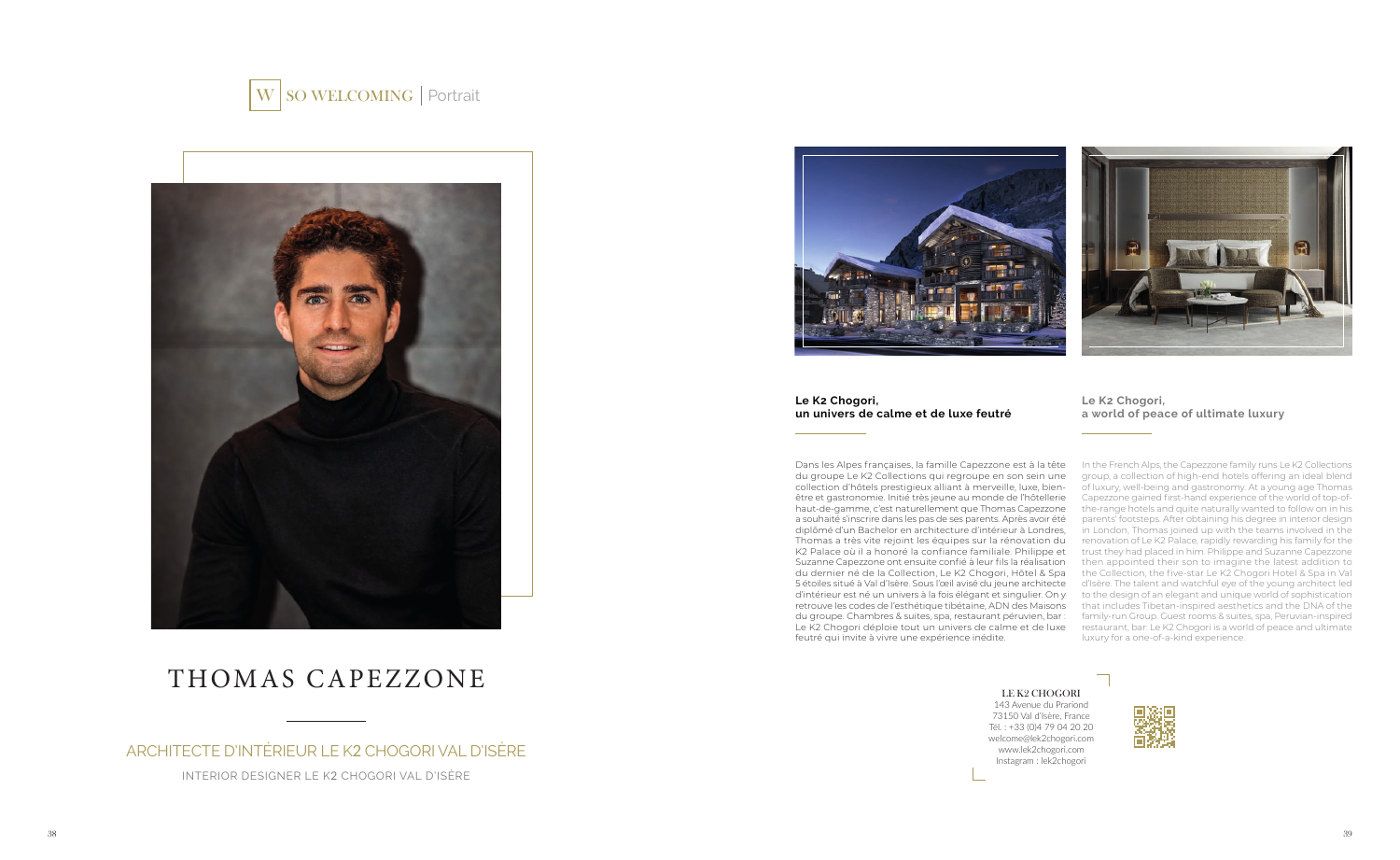W | SO WELCOMING | Portrait

# THOMAS CAPEZZONE

## ARCHITECTE D'INTÉRIEUR LE K2 CHOGORI VAL D'ISÈRE

INTERIOR DESIGNER LE K2 CHOGORI VAL D'ISÈRE

### Le K2 Chogori, un univers de calme et de luxe feutré

Dans les Alpes françaises, la famille Capezzone est à la tête du groupe Le K2 Collections qui regroupe en son sein une collection d'hôtels prestigieux alliant à merveille, luxe, bien-être et gastronomie. Initié très jeune au monde de l'hôtellerie haut-de-gamme, c'est naturellement que Thomas Capezzone a souhaité s'inscrire dans les pas de ses parents. Après avoir été diplômé d'un Bachelor en architecture d'intérieur à Londres, Thomas a très vite rejoint les équipes sur la rénovation du K2 Palace où il a honoré la confiance familiale. Philippe et Suzanne Capezzone ont ensuite confié à leur fils la réalisation du dernier né de la Collection, Le K2 Chogori, Hôtel & Spa 5 étoiles situé à Val d'Isère. Sous l'œil avisé du jeune architecte d'intérieur est né un univers à la fois élégant et singulier. On y retrouve les codes de l'esthétique tibétaine, ADN des Maisons du groupe. Chambres & suites, spa, restaurant péruvien, bar : Le K2 Chogori déploie tout un univers de calme et de luxe feutré qui invite à vivre une expérience inédite.

### Le K2 Chogori, a world of peace of ultimate luxury

In the French Alps, the Capezzone family runs Le K2 Collections group, a collection of high-end hotels offering an ideal blend of luxury, well-being and gastronomy. At a young age Thomas Capezzone gained first-hand experience of the world of top-of-the-range hotels and quite naturally wanted to follow on in his parents' footsteps. After obtaining his degree in interior design in London, Thomas joined up with the teams involved in the renovation of Le K2 Palace, rapidly rewarding his family for the trust they had placed in him. Philippe and Suzanne Capezzone then appointed their son to imagine the latest addition to the Collection, the five-star Le K2 Chogori Hotel & Spa in Val d'Isère. The talent and watchful eye of the young architect led to the design of an elegant and unique world of sophistication that includes Tibetan-inspired aesthetics and the DNA of the family-run Group. Guest rooms & suites, spa, Peruvian-inspired restaurant, bar: Le K2 Chogori is a world of peace and ultimate luxury for a one-of-a-kind experience.

**LE K2 CHOGORI**
143 Avenue du Prariond
73150 Val d'Isère, France
Tél. : +33 (0)4 79 04 20 20
welcome@lek2chogori.com
www.lek2chogori.com
Instagram : lek2chogori